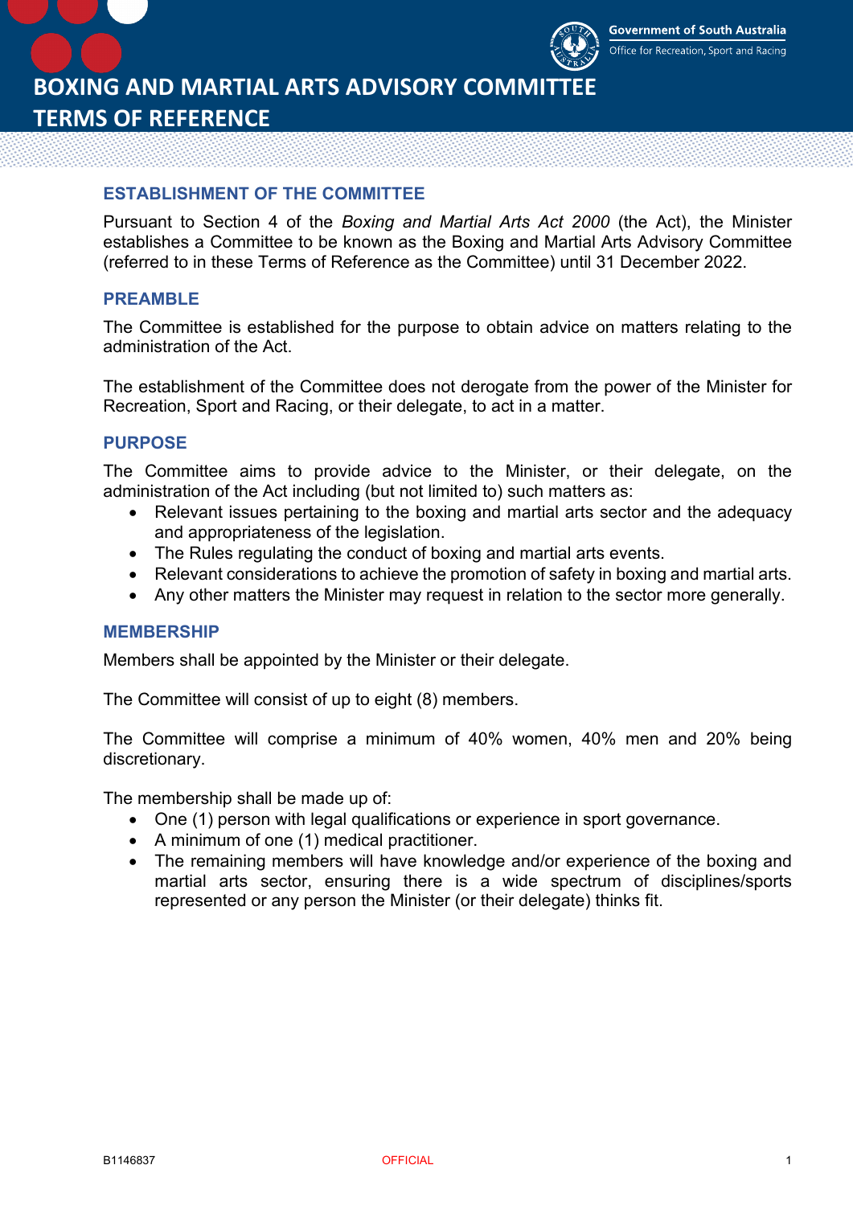Government of South Australia
Office for Recreation, Sport and Racing

# BOXING AND MARTIAL ARTS ADVISORY COMMITTEE TERMS OF REFERENCE

## ESTABLISHMENT OF THE COMMITTEE

Pursuant to Section 4 of the *Boxing and Martial Arts Act 2000* (the Act), the Minister establishes a Committee to be known as the Boxing and Martial Arts Advisory Committee (referred to in these Terms of Reference as the Committee) until 31 December 2022.

## PREAMBLE

The Committee is established for the purpose to obtain advice on matters relating to the administration of the Act.

The establishment of the Committee does not derogate from the power of the Minister for Recreation, Sport and Racing, or their delegate, to act in a matter.

## PURPOSE

The Committee aims to provide advice to the Minister, or their delegate, on the administration of the Act including (but not limited to) such matters as:

- Relevant issues pertaining to the boxing and martial arts sector and the adequacy and appropriateness of the legislation.
- The Rules regulating the conduct of boxing and martial arts events.
- Relevant considerations to achieve the promotion of safety in boxing and martial arts.
- Any other matters the Minister may request in relation to the sector more generally.

## MEMBERSHIP

Members shall be appointed by the Minister or their delegate.

The Committee will consist of up to eight (8) members.

The Committee will comprise a minimum of 40% women, 40% men and 20% being discretionary.

The membership shall be made up of:

- One (1) person with legal qualifications or experience in sport governance.
- A minimum of one (1) medical practitioner.
- The remaining members will have knowledge and/or experience of the boxing and martial arts sector, ensuring there is a wide spectrum of disciplines/sports represented or any person the Minister (or their delegate) thinks fit.

B1146837 OFFICIAL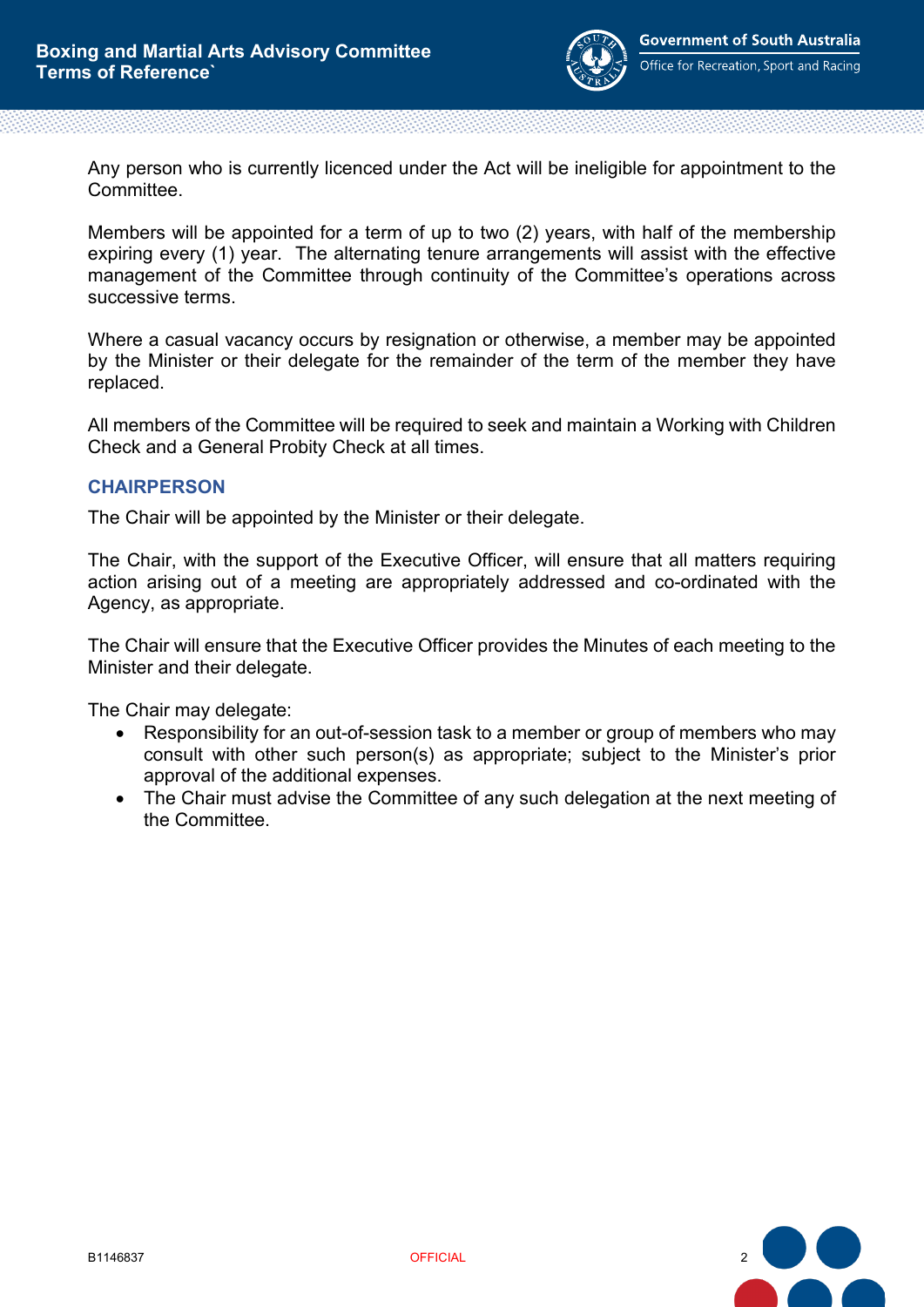Any person who is currently licenced under the Act will be ineligible for appointment to the Committee.

Members will be appointed for a term of up to two (2) years, with half of the membership expiring every (1) year. The alternating tenure arrangements will assist with the effective management of the Committee through continuity of the Committee's operations across successive terms.

Where a casual vacancy occurs by resignation or otherwise, a member may be appointed by the Minister or their delegate for the remainder of the term of the member they have replaced.

All members of the Committee will be required to seek and maintain a Working with Children Check and a General Probity Check at all times.

## CHAIRPERSON

The Chair will be appointed by the Minister or their delegate.

The Chair, with the support of the Executive Officer, will ensure that all matters requiring action arising out of a meeting are appropriately addressed and co-ordinated with the Agency, as appropriate.

The Chair will ensure that the Executive Officer provides the Minutes of each meeting to the Minister and their delegate.

The Chair may delegate:

- Responsibility for an out-of-session task to a member or group of members who may consult with other such person(s) as appropriate; subject to the Minister's prior approval of the additional expenses.
- The Chair must advise the Committee of any such delegation at the next meeting of the Committee.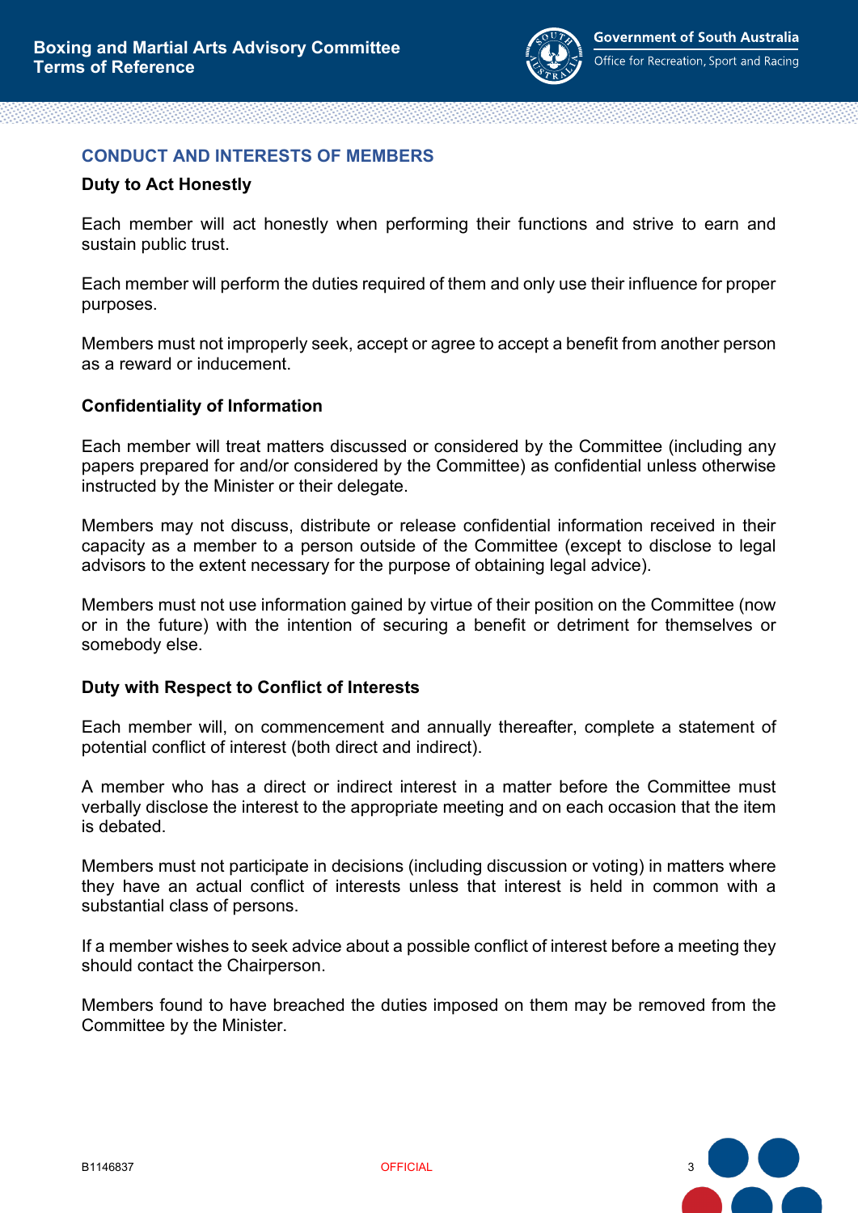## CONDUCT AND INTERESTS OF MEMBERS

### Duty to Act Honestly

Each member will act honestly when performing their functions and strive to earn and sustain public trust.

Each member will perform the duties required of them and only use their influence for proper purposes.

Members must not improperly seek, accept or agree to accept a benefit from another person as a reward or inducement.

### Confidentiality of Information

Each member will treat matters discussed or considered by the Committee (including any papers prepared for and/or considered by the Committee) as confidential unless otherwise instructed by the Minister or their delegate.

Members may not discuss, distribute or release confidential information received in their capacity as a member to a person outside of the Committee (except to disclose to legal advisors to the extent necessary for the purpose of obtaining legal advice).

Members must not use information gained by virtue of their position on the Committee (now or in the future) with the intention of securing a benefit or detriment for themselves or somebody else.

### Duty with Respect to Conflict of Interests

Each member will, on commencement and annually thereafter, complete a statement of potential conflict of interest (both direct and indirect).

A member who has a direct or indirect interest in a matter before the Committee must verbally disclose the interest to the appropriate meeting and on each occasion that the item is debated.

Members must not participate in decisions (including discussion or voting) in matters where they have an actual conflict of interests unless that interest is held in common with a substantial class of persons.

If a member wishes to seek advice about a possible conflict of interest before a meeting they should contact the Chairperson.

Members found to have breached the duties imposed on them may be removed from the Committee by the Minister.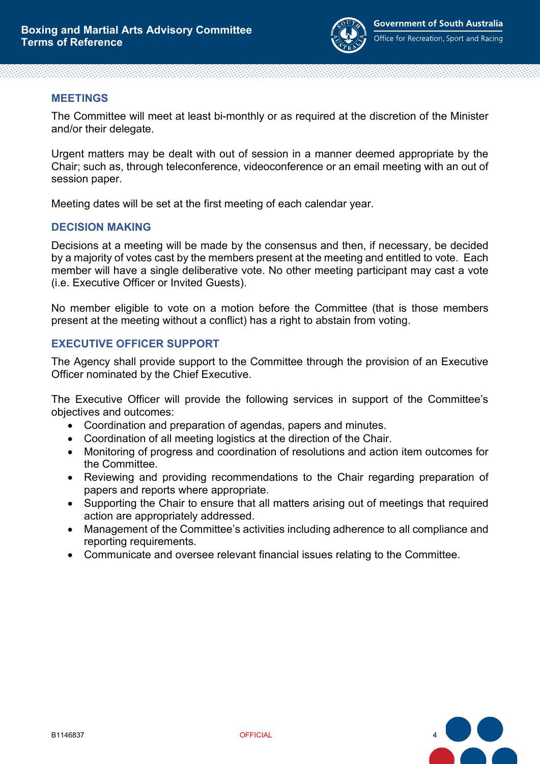## MEETINGS

The Committee will meet at least bi-monthly or as required at the discretion of the Minister and/or their delegate.

Urgent matters may be dealt with out of session in a manner deemed appropriate by the Chair; such as, through teleconference, videoconference or an email meeting with an out of session paper.

Meeting dates will be set at the first meeting of each calendar year.

## DECISION MAKING

Decisions at a meeting will be made by the consensus and then, if necessary, be decided by a majority of votes cast by the members present at the meeting and entitled to vote. Each member will have a single deliberative vote. No other meeting participant may cast a vote (i.e. Executive Officer or Invited Guests).

No member eligible to vote on a motion before the Committee (that is those members present at the meeting without a conflict) has a right to abstain from voting.

## EXECUTIVE OFFICER SUPPORT

The Agency shall provide support to the Committee through the provision of an Executive Officer nominated by the Chief Executive.

The Executive Officer will provide the following services in support of the Committee's objectives and outcomes:

- Coordination and preparation of agendas, papers and minutes.
- Coordination of all meeting logistics at the direction of the Chair.
- Monitoring of progress and coordination of resolutions and action item outcomes for the Committee.
- Reviewing and providing recommendations to the Chair regarding preparation of papers and reports where appropriate.
- Supporting the Chair to ensure that all matters arising out of meetings that required action are appropriately addressed.
- Management of the Committee's activities including adherence to all compliance and reporting requirements.
- Communicate and oversee relevant financial issues relating to the Committee.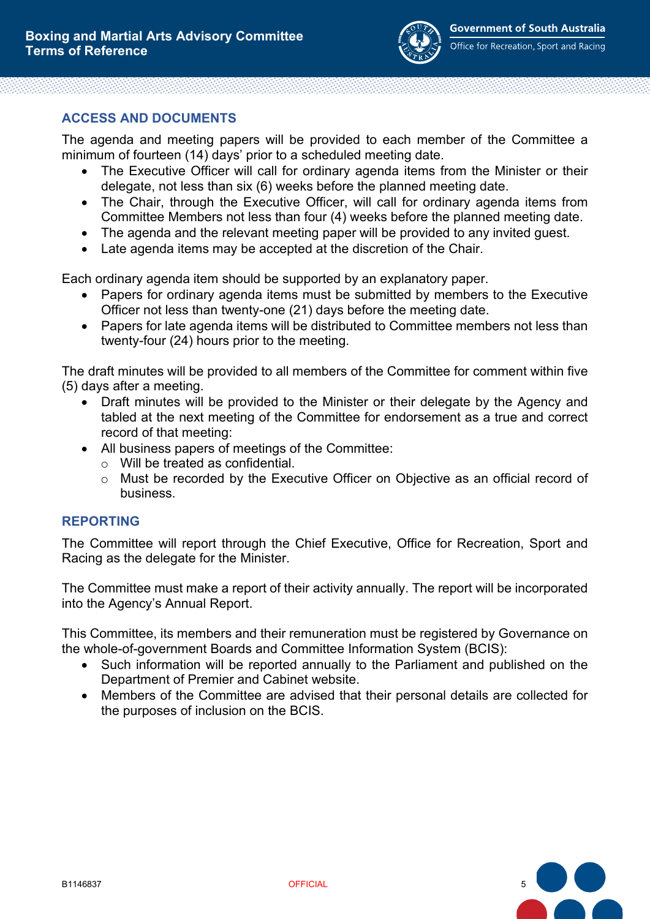## ACCESS AND DOCUMENTS

The agenda and meeting papers will be provided to each member of the Committee a minimum of fourteen (14) days' prior to a scheduled meeting date.

- The Executive Officer will call for ordinary agenda items from the Minister or their delegate, not less than six (6) weeks before the planned meeting date.
- The Chair, through the Executive Officer, will call for ordinary agenda items from Committee Members not less than four (4) weeks before the planned meeting date.
- The agenda and the relevant meeting paper will be provided to any invited guest.
- Late agenda items may be accepted at the discretion of the Chair.

Each ordinary agenda item should be supported by an explanatory paper.

- Papers for ordinary agenda items must be submitted by members to the Executive Officer not less than twenty-one (21) days before the meeting date.
- Papers for late agenda items will be distributed to Committee members not less than twenty-four (24) hours prior to the meeting.

The draft minutes will be provided to all members of the Committee for comment within five (5) days after a meeting.

- Draft minutes will be provided to the Minister or their delegate by the Agency and tabled at the next meeting of the Committee for endorsement as a true and correct record of that meeting:
- All business papers of meetings of the Committee:
  - Will be treated as confidential.
  - Must be recorded by the Executive Officer on Objective as an official record of business.

## REPORTING

The Committee will report through the Chief Executive, Office for Recreation, Sport and Racing as the delegate for the Minister.

The Committee must make a report of their activity annually. The report will be incorporated into the Agency's Annual Report.

This Committee, its members and their remuneration must be registered by Governance on the whole-of-government Boards and Committee Information System (BCIS):

- Such information will be reported annually to the Parliament and published on the Department of Premier and Cabinet website.
- Members of the Committee are advised that their personal details are collected for the purposes of inclusion on the BCIS.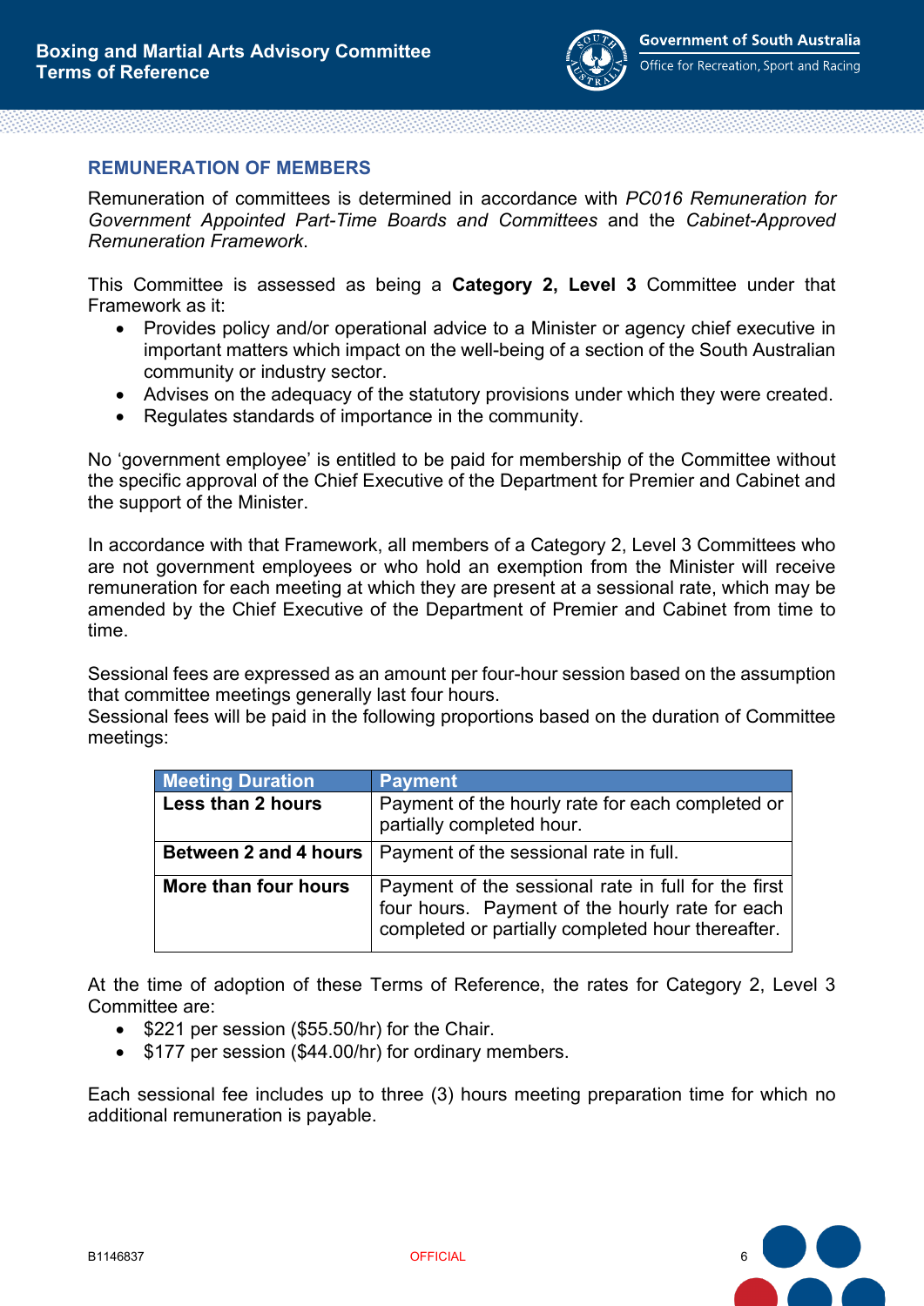## REMUNERATION OF MEMBERS

Remuneration of committees is determined in accordance with *PC016 Remuneration for Government Appointed Part-Time Boards and Committees* and the *Cabinet-Approved Remuneration Framework*.

This Committee is assessed as being a **Category 2, Level 3** Committee under that Framework as it:

- Provides policy and/or operational advice to a Minister or agency chief executive in important matters which impact on the well-being of a section of the South Australian community or industry sector.
- Advises on the adequacy of the statutory provisions under which they were created.
- Regulates standards of importance in the community.

No 'government employee' is entitled to be paid for membership of the Committee without the specific approval of the Chief Executive of the Department for Premier and Cabinet and the support of the Minister.

In accordance with that Framework, all members of a Category 2, Level 3 Committees who are not government employees or who hold an exemption from the Minister will receive remuneration for each meeting at which they are present at a sessional rate, which may be amended by the Chief Executive of the Department of Premier and Cabinet from time to time.

Sessional fees are expressed as an amount per four-hour session based on the assumption that committee meetings generally last four hours.
Sessional fees will be paid in the following proportions based on the duration of Committee meetings:

| Meeting Duration | Payment |
| --- | --- |
| **Less than 2 hours** | Payment of the hourly rate for each completed or partially completed hour. |
| **Between 2 and 4 hours** | Payment of the sessional rate in full. |
| **More than four hours** | Payment of the sessional rate in full for the first four hours. Payment of the hourly rate for each completed or partially completed hour thereafter. |

At the time of adoption of these Terms of Reference, the rates for Category 2, Level 3 Committee are:

- $221 per session ($55.50/hr) for the Chair.
- $177 per session ($44.00/hr) for ordinary members.

Each sessional fee includes up to three (3) hours meeting preparation time for which no additional remuneration is payable.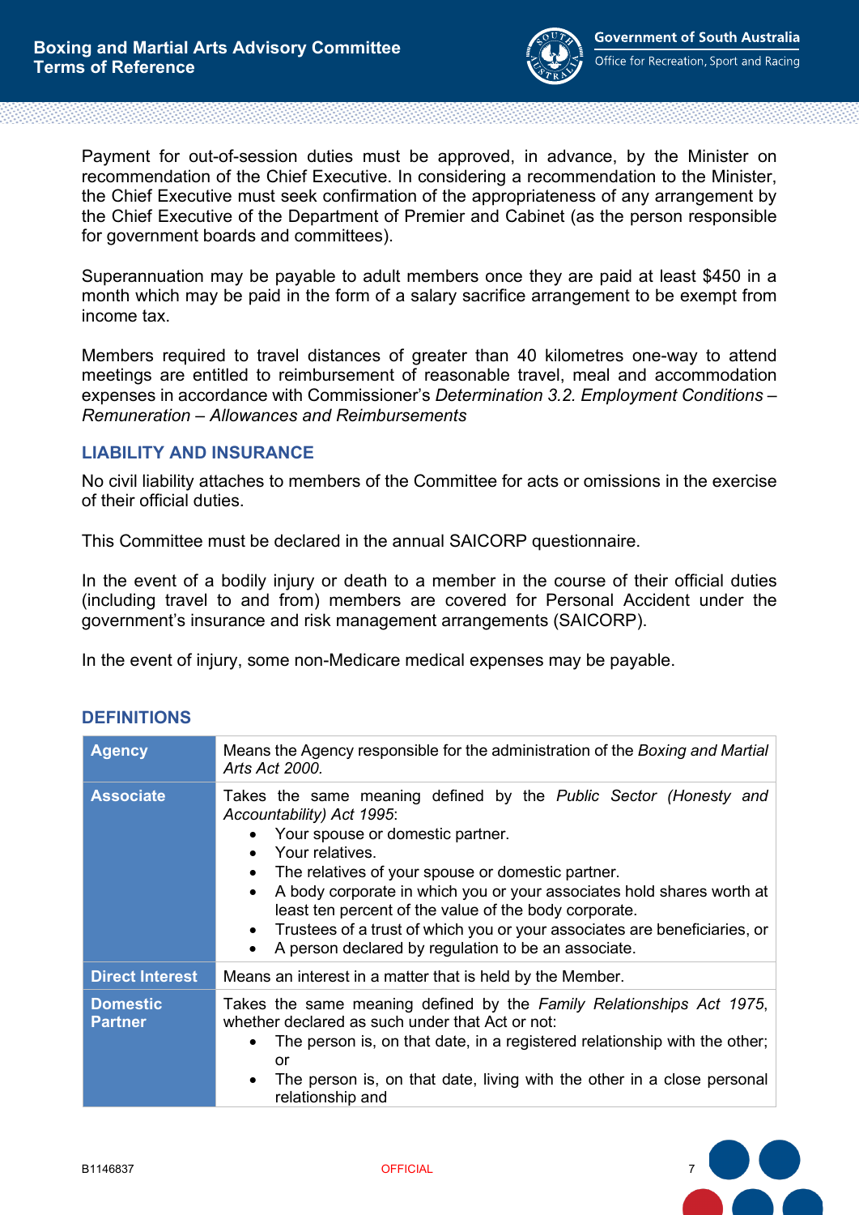Payment for out-of-session duties must be approved, in advance, by the Minister on recommendation of the Chief Executive. In considering a recommendation to the Minister, the Chief Executive must seek confirmation of the appropriateness of any arrangement by the Chief Executive of the Department of Premier and Cabinet (as the person responsible for government boards and committees).

Superannuation may be payable to adult members once they are paid at least $450 in a month which may be paid in the form of a salary sacrifice arrangement to be exempt from income tax.

Members required to travel distances of greater than 40 kilometres one-way to attend meetings are entitled to reimbursement of reasonable travel, meal and accommodation expenses in accordance with Commissioner's *Determination 3.2. Employment Conditions – Remuneration – Allowances and Reimbursements*

## LIABILITY AND INSURANCE

No civil liability attaches to members of the Committee for acts or omissions in the exercise of their official duties.

This Committee must be declared in the annual SAICORP questionnaire.

In the event of a bodily injury or death to a member in the course of their official duties (including travel to and from) members are covered for Personal Accident under the government's insurance and risk management arrangements (SAICORP).

In the event of injury, some non-Medicare medical expenses may be payable.

## DEFINITIONS

| | |
|---|---|
| **Agency** | Means the Agency responsible for the administration of the *Boxing and Martial Arts Act 2000.* |
| **Associate** | Takes the same meaning defined by the *Public Sector (Honesty and Accountability) Act 1995*:<br>• Your spouse or domestic partner.<br>• Your relatives.<br>• The relatives of your spouse or domestic partner.<br>• A body corporate in which you or your associates hold shares worth at least ten percent of the value of the body corporate.<br>• Trustees of a trust of which you or your associates are beneficiaries, or<br>• A person declared by regulation to be an associate. |
| **Direct Interest** | Means an interest in a matter that is held by the Member. |
| **Domestic Partner** | Takes the same meaning defined by the *Family Relationships Act 1975*, whether declared as such under that Act or not:<br>• The person is, on that date, in a registered relationship with the other; or<br>• The person is, on that date, living with the other in a close personal relationship and |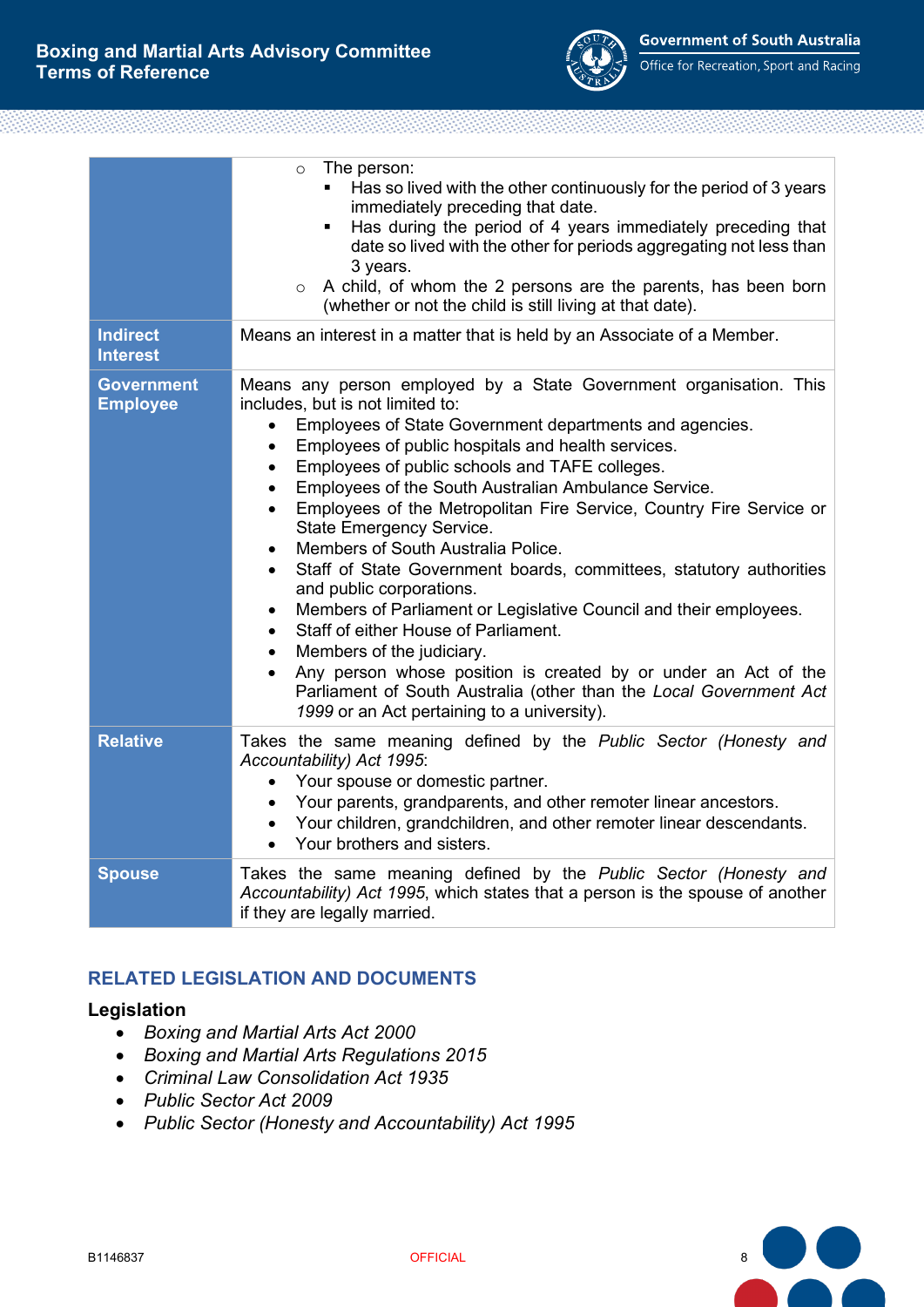| | |
|---|---|
| | ○ The person:<br>▪ Has so lived with the other continuously for the period of 3 years immediately preceding that date.<br>▪ Has during the period of 4 years immediately preceding that date so lived with the other for periods aggregating not less than 3 years.<br>○ A child, of whom the 2 persons are the parents, has been born (whether or not the child is still living at that date). |
| **Indirect Interest** | Means an interest in a matter that is held by an Associate of a Member. |
| **Government Employee** | Means any person employed by a State Government organisation. This includes, but is not limited to:<br>• Employees of State Government departments and agencies.<br>• Employees of public hospitals and health services.<br>• Employees of public schools and TAFE colleges.<br>• Employees of the South Australian Ambulance Service.<br>• Employees of the Metropolitan Fire Service, Country Fire Service or State Emergency Service.<br>• Members of South Australia Police.<br>• Staff of State Government boards, committees, statutory authorities and public corporations.<br>• Members of Parliament or Legislative Council and their employees.<br>• Staff of either House of Parliament.<br>• Members of the judiciary.<br>• Any person whose position is created by or under an Act of the Parliament of South Australia (other than the *Local Government Act 1999* or an Act pertaining to a university). |
| **Relative** | Takes the same meaning defined by the *Public Sector (Honesty and Accountability) Act 1995*:<br>• Your spouse or domestic partner.<br>• Your parents, grandparents, and other remoter linear ancestors.<br>• Your children, grandchildren, and other remoter linear descendants.<br>• Your brothers and sisters. |
| **Spouse** | Takes the same meaning defined by the *Public Sector (Honesty and Accountability) Act 1995*, which states that a person is the spouse of another if they are legally married. |

## RELATED LEGISLATION AND DOCUMENTS

### Legislation

- *Boxing and Martial Arts Act 2000*
- *Boxing and Martial Arts Regulations 2015*
- *Criminal Law Consolidation Act 1935*
- *Public Sector Act 2009*
- *Public Sector (Honesty and Accountability) Act 1995*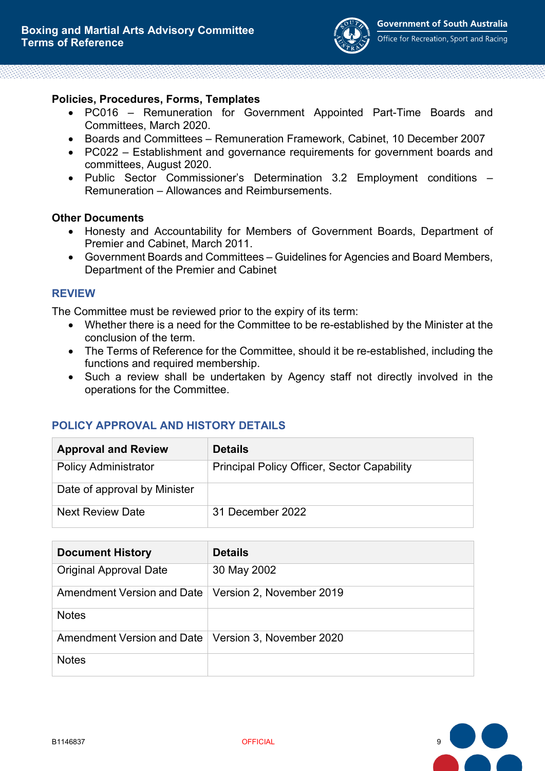**Policies, Procedures, Forms, Templates**

- PC016 – Remuneration for Government Appointed Part-Time Boards and Committees, March 2020.
- Boards and Committees – Remuneration Framework, Cabinet, 10 December 2007
- PC022 – Establishment and governance requirements for government boards and committees, August 2020.
- Public Sector Commissioner's Determination 3.2 Employment conditions – Remuneration – Allowances and Reimbursements.

**Other Documents**

- Honesty and Accountability for Members of Government Boards, Department of Premier and Cabinet, March 2011.
- Government Boards and Committees – Guidelines for Agencies and Board Members, Department of the Premier and Cabinet

## REVIEW

The Committee must be reviewed prior to the expiry of its term:

- Whether there is a need for the Committee to be re-established by the Minister at the conclusion of the term.
- The Terms of Reference for the Committee, should it be re-established, including the functions and required membership.
- Such a review shall be undertaken by Agency staff not directly involved in the operations for the Committee.

## POLICY APPROVAL AND HISTORY DETAILS

| Approval and Review | Details |
|---|---|
| Policy Administrator | Principal Policy Officer, Sector Capability |
| Date of approval by Minister | |
| Next Review Date | 31 December 2022 |

| Document History | Details |
|---|---|
| Original Approval Date | 30 May 2002 |
| Amendment Version and Date | Version 2, November 2019 |
| Notes | |
| Amendment Version and Date | Version 3, November 2020 |
| Notes | |

B1146837

OFFICIAL